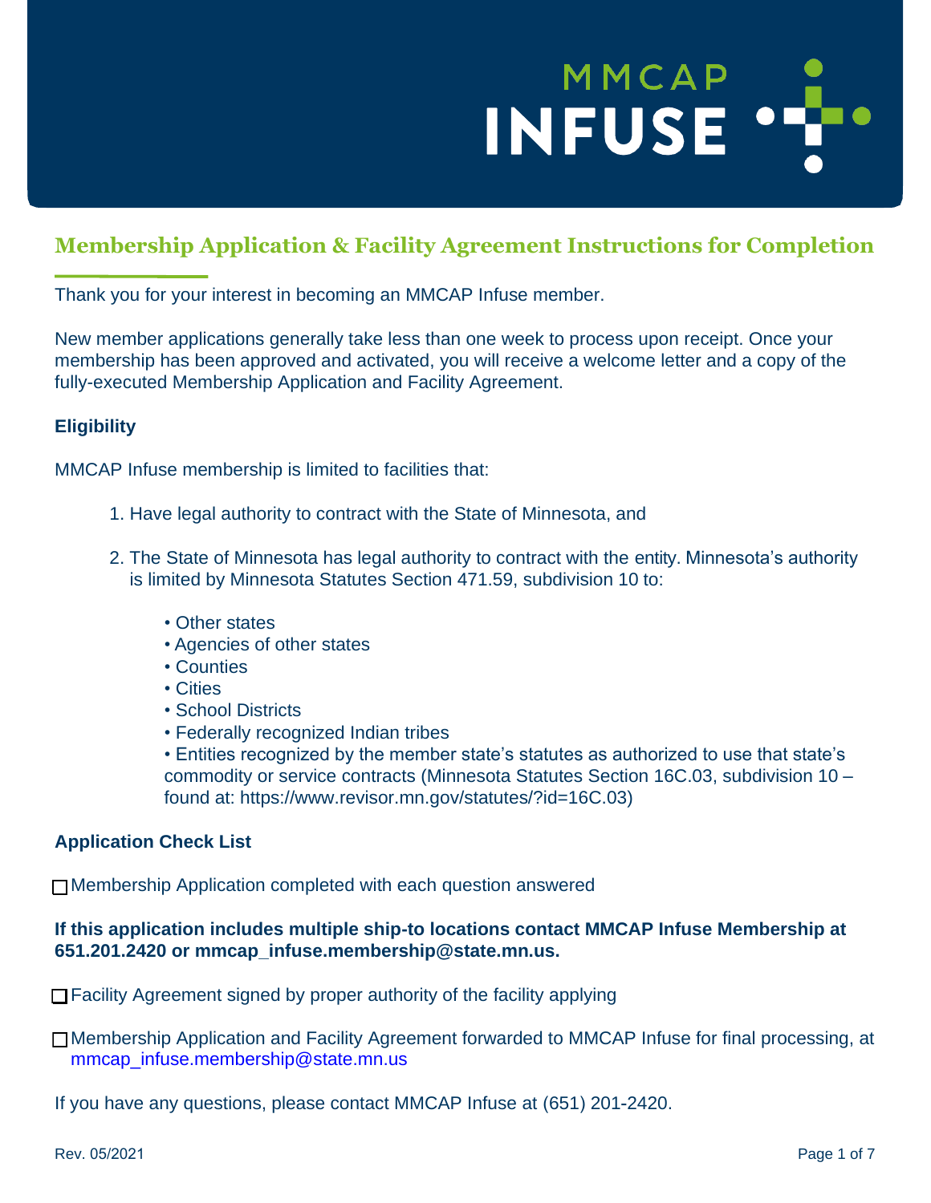## Membership Application & Facility Agreement Instructions for Completion

Thank you for your interest in becoming an MMCAP Infuse member.

New member applications generally take less than one week to process upon receipt. Once your membership has been approved and activated, you will receive a welcome letter and a copy of the fully-executed Membership Application and Facility Agreement.

### Eligibility

MMCAP Infuse membership is limited to facilities that:

1. Have legal authority to contract with the State of Minnesota, and
2. The State of Minnesota has legal authority to contract with the entity. Minnesota's authority is limited by Minnesota Statutes Section 471.59, subdivision 10 to:
   - Other states
   - Agencies of other states
   - Counties
   - Cities
   - School Districts
   - Federally recognized Indian tribes
   - Entities recognized by the member state's statutes as authorized to use that state's commodity or service contracts (Minnesota Statutes Section 16C.03, subdivision 10 – found at: https://www.revisor.mn.gov/statutes/?id=16C.03)

### Application Check List

- ☐ Membership Application completed with each question answered

**If this application includes multiple ship-to locations contact MMCAP Infuse Membership at 651.201.2420 or mmcap_infuse.membership@state.mn.us.**

- ☐ Facility Agreement signed by proper authority of the facility applying
- ☐ Membership Application and Facility Agreement forwarded to MMCAP Infuse for final processing, at mmcap_infuse.membership@state.mn.us

If you have any questions, please contact MMCAP Infuse at (651) 201-2420.

Rev. 05/2021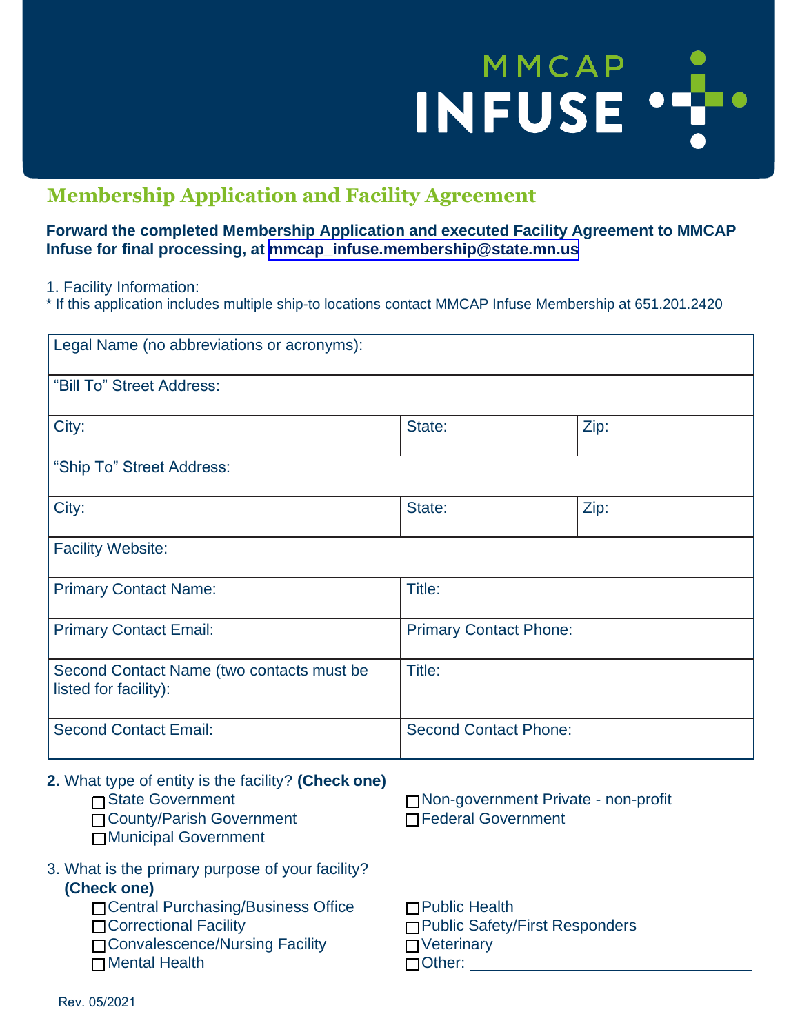MMCAP INFUSE

## Membership Application and Facility Agreement

**Forward the completed Membership Application and executed Facility Agreement to MMCAP Infuse for final processing, at mmcap_infuse.membership@state.mn.us**

1. Facility Information:

* If this application includes multiple ship-to locations contact MMCAP Infuse Membership at 651.201.2420

| Legal Name (no abbreviations or acronyms): | | |
|---|---|---|
| "Bill To" Street Address: | | |
| City: | State: | Zip: |
| "Ship To" Street Address: | | |
| City: | State: | Zip: |
| Facility Website: | | |
| Primary Contact Name: | Title: | |
| Primary Contact Email: | Primary Contact Phone: | |
| Second Contact Name (two contacts must be listed for facility): | Title: | |
| Second Contact Email: | Second Contact Phone: | |

**2.** What type of entity is the facility? **(Check one)**

- ☐ State Government
- ☐ County/Parish Government
- ☐ Municipal Government
- ☐ Non-government Private - non-profit
- ☐ Federal Government

3. What is the primary purpose of your facility? **(Check one)**

- ☐ Central Purchasing/Business Office
- ☐ Correctional Facility
- ☐ Convalescence/Nursing Facility
- ☐ Mental Health
- ☐ Public Health
- ☐ Public Safety/First Responders
- ☐ Veterinary
- ☐ Other: ______________________________

Rev. 05/2021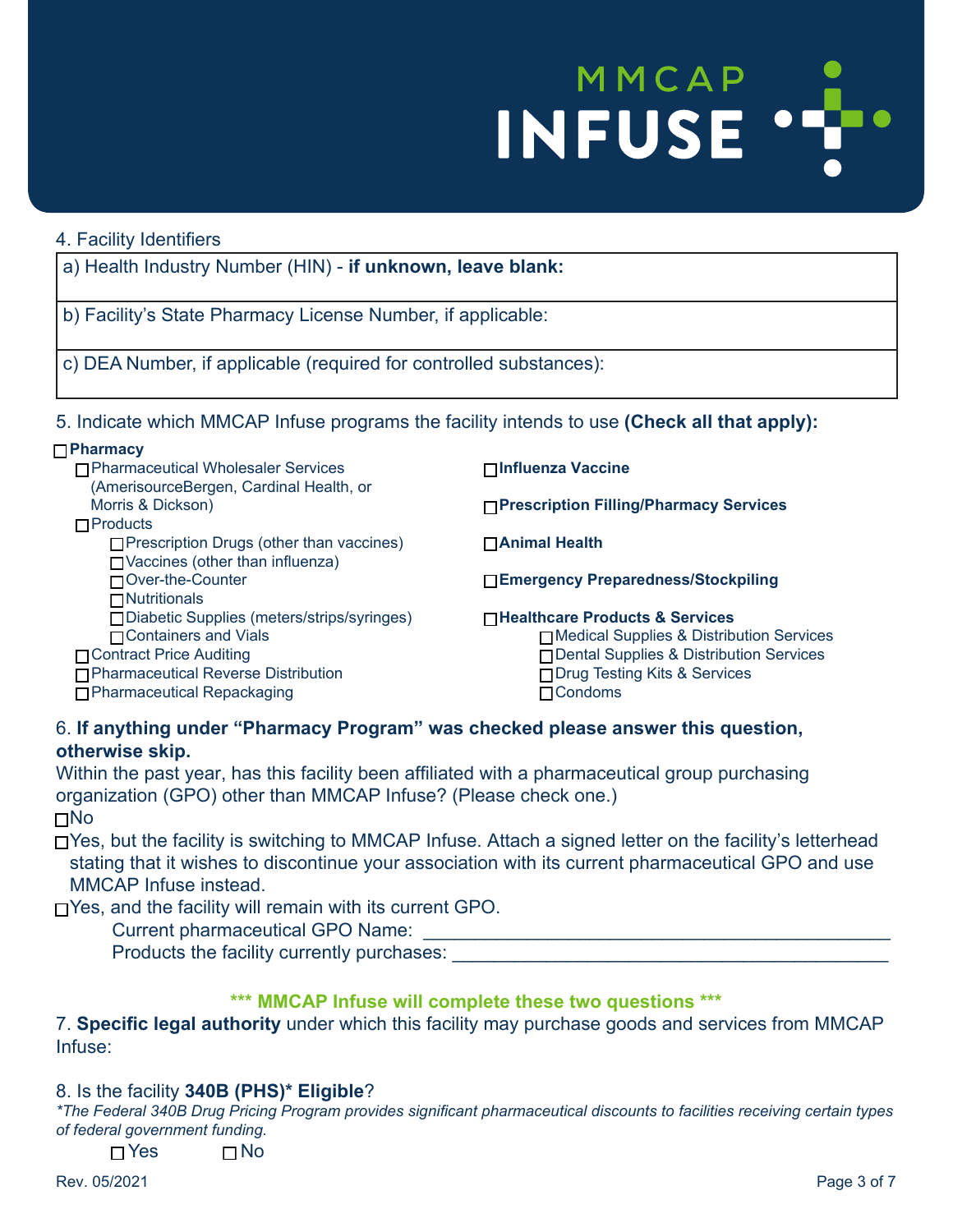4. Facility Identifiers

| a) Health Industry Number (HIN) - **if unknown, leave blank:** |
|---|
| b) Facility's State Pharmacy License Number, if applicable: |
| c) DEA Number, if applicable (required for controlled substances): |

5. Indicate which MMCAP Infuse programs the facility intends to use **(Check all that apply):**

- ☐ **Pharmacy**
  - ☐ Pharmaceutical Wholesaler Services (AmerisourceBergen, Cardinal Health, or Morris & Dickson)
  - ☐ Products
    - ☐ Prescription Drugs (other than vaccines)
    - ☐ Vaccines (other than influenza)
    - ☐ Over-the-Counter
    - ☐ Nutritionals
    - ☐ Diabetic Supplies (meters/strips/syringes)
    - ☐ Containers and Vials
  - ☐ Contract Price Auditing
  - ☐ Pharmaceutical Reverse Distribution
  - ☐ Pharmaceutical Repackaging
- ☐ **Influenza Vaccine**
- ☐ **Prescription Filling/Pharmacy Services**
- ☐ **Animal Health**
- ☐ **Emergency Preparedness/Stockpiling**
- ☐ **Healthcare Products & Services**
  - ☐ Medical Supplies & Distribution Services
  - ☐ Dental Supplies & Distribution Services
  - ☐ Drug Testing Kits & Services
  - ☐ Condoms

6. **If anything under "Pharmacy Program" was checked please answer this question, otherwise skip.**

Within the past year, has this facility been affiliated with a pharmaceutical group purchasing organization (GPO) other than MMCAP Infuse? (Please check one.)

☐ No

☐ Yes, but the facility is switching to MMCAP Infuse. Attach a signed letter on the facility's letterhead stating that it wishes to discontinue your association with its current pharmaceutical GPO and use MMCAP Infuse instead.

☐ Yes, and the facility will remain with its current GPO.

Current pharmaceutical GPO Name: ____________________________________________

Products the facility currently purchases: ________________________________________

**\*\*\* MMCAP Infuse will complete these two questions \*\*\***

7. **Specific legal authority** under which this facility may purchase goods and services from MMCAP Infuse:

8. Is the facility **340B (PHS)\* Eligible**?

*\*The Federal 340B Drug Pricing Program provides significant pharmaceutical discounts to facilities receiving certain types of federal government funding.*

☐ Yes ☐ No

Rev. 05/2021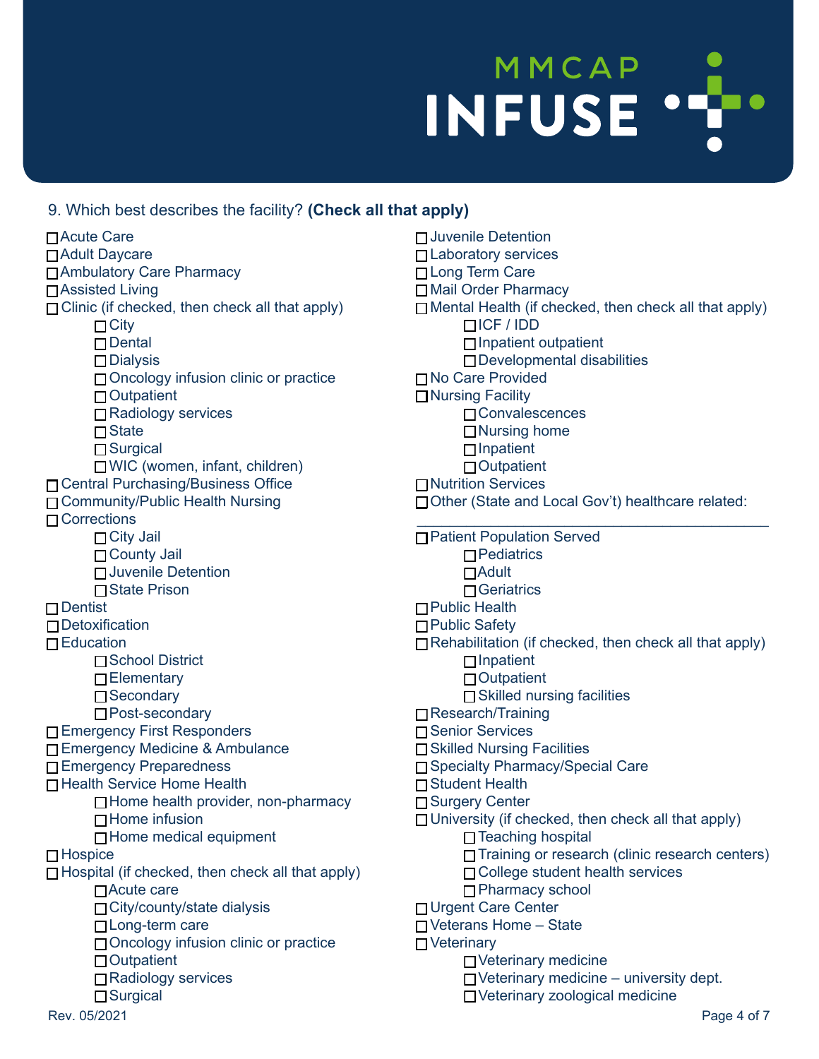9. Which best describes the facility? **(Check all that apply)**

- ☐ Acute Care
- ☐ Adult Daycare
- ☐ Ambulatory Care Pharmacy
- ☐ Assisted Living
- ☐ Clinic (if checked, then check all that apply)
  - ☐ City
  - ☐ Dental
  - ☐ Dialysis
  - ☐ Oncology infusion clinic or practice
  - ☐ Outpatient
  - ☐ Radiology services
  - ☐ State
  - ☐ Surgical
  - ☐ WIC (women, infant, children)
- ☐ Central Purchasing/Business Office
- ☐ Community/Public Health Nursing
- ☐ Corrections
  - ☐ City Jail
  - ☐ County Jail
  - ☐ Juvenile Detention
  - ☐ State Prison
- ☐ Dentist
- ☐ Detoxification
- ☐ Education
  - ☐ School District
  - ☐ Elementary
  - ☐ Secondary
  - ☐ Post-secondary
- ☐ Emergency First Responders
- ☐ Emergency Medicine & Ambulance
- ☐ Emergency Preparedness
- ☐ Health Service Home Health
  - ☐ Home health provider, non-pharmacy
  - ☐ Home infusion
  - ☐ Home medical equipment
- ☐ Hospice
- ☐ Hospital (if checked, then check all that apply)
  - ☐ Acute care
  - ☐ City/county/state dialysis
  - ☐ Long-term care
  - ☐ Oncology infusion clinic or practice
  - ☐ Outpatient
  - ☐ Radiology services
  - ☐ Surgical
- ☐ Juvenile Detention
- ☐ Laboratory services
- ☐ Long Term Care
- ☐ Mail Order Pharmacy
- ☐ Mental Health (if checked, then check all that apply)
  - ☐ ICF / IDD
  - ☐ Inpatient outpatient
  - ☐ Developmental disabilities
- ☐ No Care Provided
- ☐ Nursing Facility
  - ☐ Convalescences
  - ☐ Nursing home
  - ☐ Inpatient
  - ☐ Outpatient
- ☐ Nutrition Services
- ☐ Other (State and Local Gov't) healthcare related: ______________________________
- ☐ Patient Population Served
  - ☐ Pediatrics
  - ☐ Adult
  - ☐ Geriatrics
- ☐ Public Health
- ☐ Public Safety
- ☐ Rehabilitation (if checked, then check all that apply)
  - ☐ Inpatient
  - ☐ Outpatient
  - ☐ Skilled nursing facilities
- ☐ Research/Training
- ☐ Senior Services
- ☐ Skilled Nursing Facilities
- ☐ Specialty Pharmacy/Special Care
- ☐ Student Health
- ☐ Surgery Center
- ☐ University (if checked, then check all that apply)
  - ☐ Teaching hospital
  - ☐ Training or research (clinic research centers)
  - ☐ College student health services
  - ☐ Pharmacy school
- ☐ Urgent Care Center
- ☐ Veterans Home – State
- ☐ Veterinary
  - ☐ Veterinary medicine
  - ☐ Veterinary medicine – university dept.
  - ☐ Veterinary zoological medicine

Rev. 05/2021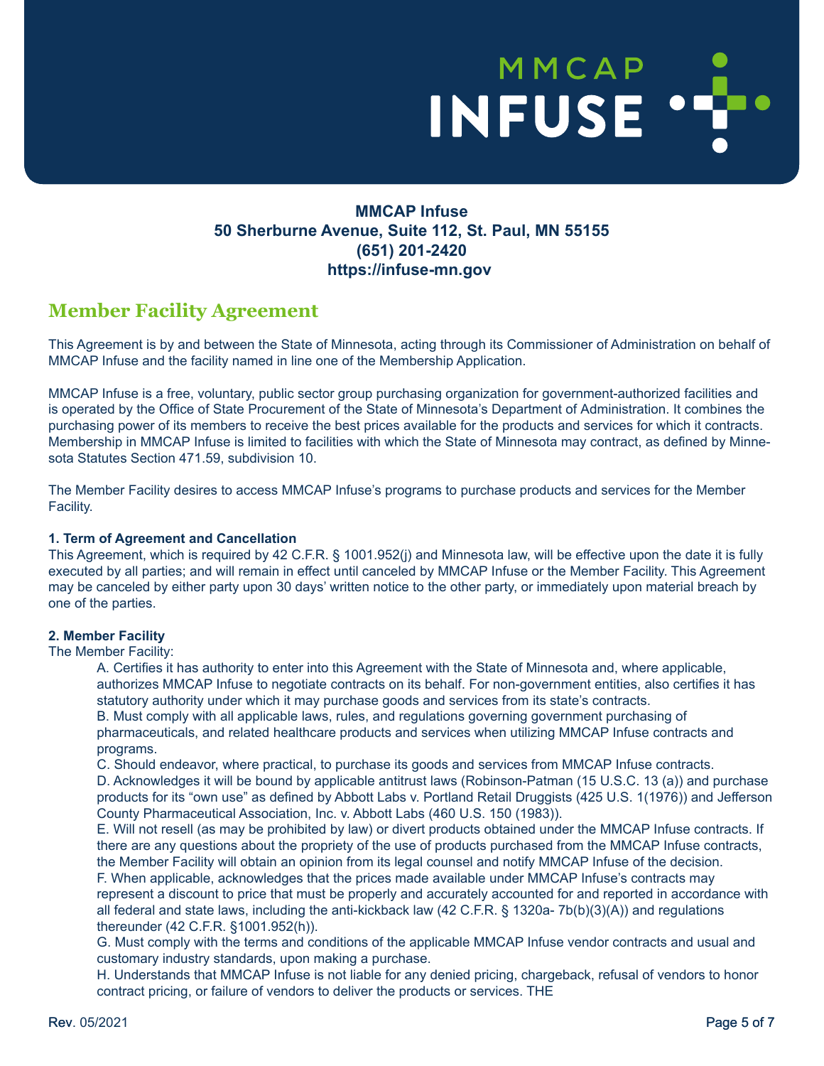**MMCAP Infuse**
**50 Sherburne Avenue, Suite 112, St. Paul, MN 55155**
**(651) 201-2420**
**https://infuse-mn.gov**

## Member Facility Agreement

This Agreement is by and between the State of Minnesota, acting through its Commissioner of Administration on behalf of MMCAP Infuse and the facility named in line one of the Membership Application.

MMCAP Infuse is a free, voluntary, public sector group purchasing organization for government-authorized facilities and is operated by the Office of State Procurement of the State of Minnesota's Department of Administration. It combines the purchasing power of its members to receive the best prices available for the products and services for which it contracts. Membership in MMCAP Infuse is limited to facilities with which the State of Minnesota may contract, as defined by Minnesota Statutes Section 471.59, subdivision 10.

The Member Facility desires to access MMCAP Infuse's programs to purchase products and services for the Member Facility.

**1. Term of Agreement and Cancellation**

This Agreement, which is required by 42 C.F.R. § 1001.952(j) and Minnesota law, will be effective upon the date it is fully executed by all parties; and will remain in effect until canceled by MMCAP Infuse or the Member Facility. This Agreement may be canceled by either party upon 30 days' written notice to the other party, or immediately upon material breach by one of the parties.

**2. Member Facility**

The Member Facility:

A. Certifies it has authority to enter into this Agreement with the State of Minnesota and, where applicable, authorizes MMCAP Infuse to negotiate contracts on its behalf. For non-government entities, also certifies it has statutory authority under which it may purchase goods and services from its state's contracts.

B. Must comply with all applicable laws, rules, and regulations governing government purchasing of pharmaceuticals, and related healthcare products and services when utilizing MMCAP Infuse contracts and programs.

C. Should endeavor, where practical, to purchase its goods and services from MMCAP Infuse contracts.

D. Acknowledges it will be bound by applicable antitrust laws (Robinson-Patman (15 U.S.C. 13 (a)) and purchase products for its "own use" as defined by Abbott Labs v. Portland Retail Druggists (425 U.S. 1(1976)) and Jefferson County Pharmaceutical Association, Inc. v. Abbott Labs (460 U.S. 150 (1983)).

E. Will not resell (as may be prohibited by law) or divert products obtained under the MMCAP Infuse contracts. If there are any questions about the propriety of the use of products purchased from the MMCAP Infuse contracts, the Member Facility will obtain an opinion from its legal counsel and notify MMCAP Infuse of the decision.

F. When applicable, acknowledges that the prices made available under MMCAP Infuse's contracts may represent a discount to price that must be properly and accurately accounted for and reported in accordance with all federal and state laws, including the anti-kickback law (42 C.F.R. § 1320a- 7b(b)(3)(A)) and regulations thereunder (42 C.F.R. §1001.952(h)).

G. Must comply with the terms and conditions of the applicable MMCAP Infuse vendor contracts and usual and customary industry standards, upon making a purchase.

H. Understands that MMCAP Infuse is not liable for any denied pricing, chargeback, refusal of vendors to honor contract pricing, or failure of vendors to deliver the products or services. THE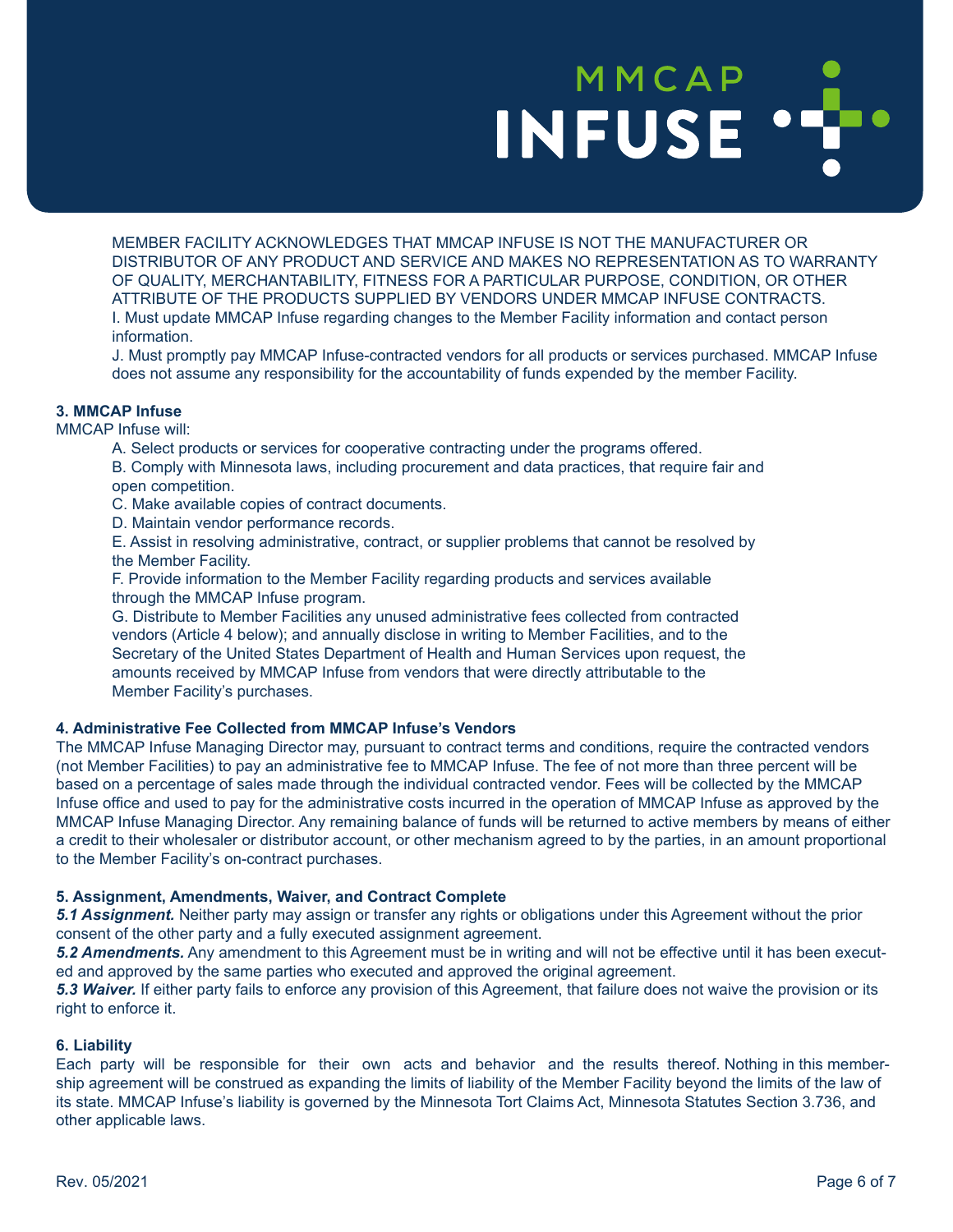MEMBER FACILITY ACKNOWLEDGES THAT MMCAP INFUSE IS NOT THE MANUFACTURER OR DISTRIBUTOR OF ANY PRODUCT AND SERVICE AND MAKES NO REPRESENTATION AS TO WARRANTY OF QUALITY, MERCHANTABILITY, FITNESS FOR A PARTICULAR PURPOSE, CONDITION, OR OTHER ATTRIBUTE OF THE PRODUCTS SUPPLIED BY VENDORS UNDER MMCAP INFUSE CONTRACTS.

I. Must update MMCAP Infuse regarding changes to the Member Facility information and contact person information.

J. Must promptly pay MMCAP Infuse-contracted vendors for all products or services purchased. MMCAP Infuse does not assume any responsibility for the accountability of funds expended by the member Facility.

**3. MMCAP Infuse**

MMCAP Infuse will:

A. Select products or services for cooperative contracting under the programs offered.

B. Comply with Minnesota laws, including procurement and data practices, that require fair and open competition.

C. Make available copies of contract documents.

D. Maintain vendor performance records.

E. Assist in resolving administrative, contract, or supplier problems that cannot be resolved by the Member Facility.

F. Provide information to the Member Facility regarding products and services available through the MMCAP Infuse program.

G. Distribute to Member Facilities any unused administrative fees collected from contracted vendors (Article 4 below); and annually disclose in writing to Member Facilities, and to the Secretary of the United States Department of Health and Human Services upon request, the amounts received by MMCAP Infuse from vendors that were directly attributable to the Member Facility's purchases.

**4. Administrative Fee Collected from MMCAP Infuse's Vendors**

The MMCAP Infuse Managing Director may, pursuant to contract terms and conditions, require the contracted vendors (not Member Facilities) to pay an administrative fee to MMCAP Infuse. The fee of not more than three percent will be based on a percentage of sales made through the individual contracted vendor. Fees will be collected by the MMCAP Infuse office and used to pay for the administrative costs incurred in the operation of MMCAP Infuse as approved by the MMCAP Infuse Managing Director. Any remaining balance of funds will be returned to active members by means of either a credit to their wholesaler or distributor account, or other mechanism agreed to by the parties, in an amount proportional to the Member Facility's on-contract purchases.

**5. Assignment, Amendments, Waiver, and Contract Complete**

***5.1 Assignment.*** Neither party may assign or transfer any rights or obligations under this Agreement without the prior consent of the other party and a fully executed assignment agreement.

***5.2 Amendments.*** Any amendment to this Agreement must be in writing and will not be effective until it has been executed and approved by the same parties who executed and approved the original agreement.

***5.3 Waiver.*** If either party fails to enforce any provision of this Agreement, that failure does not waive the provision or its right to enforce it.

**6. Liability**

Each party will be responsible for their own acts and behavior and the results thereof. Nothing in this membership agreement will be construed as expanding the limits of liability of the Member Facility beyond the limits of the law of its state. MMCAP Infuse's liability is governed by the Minnesota Tort Claims Act, Minnesota Statutes Section 3.736, and other applicable laws.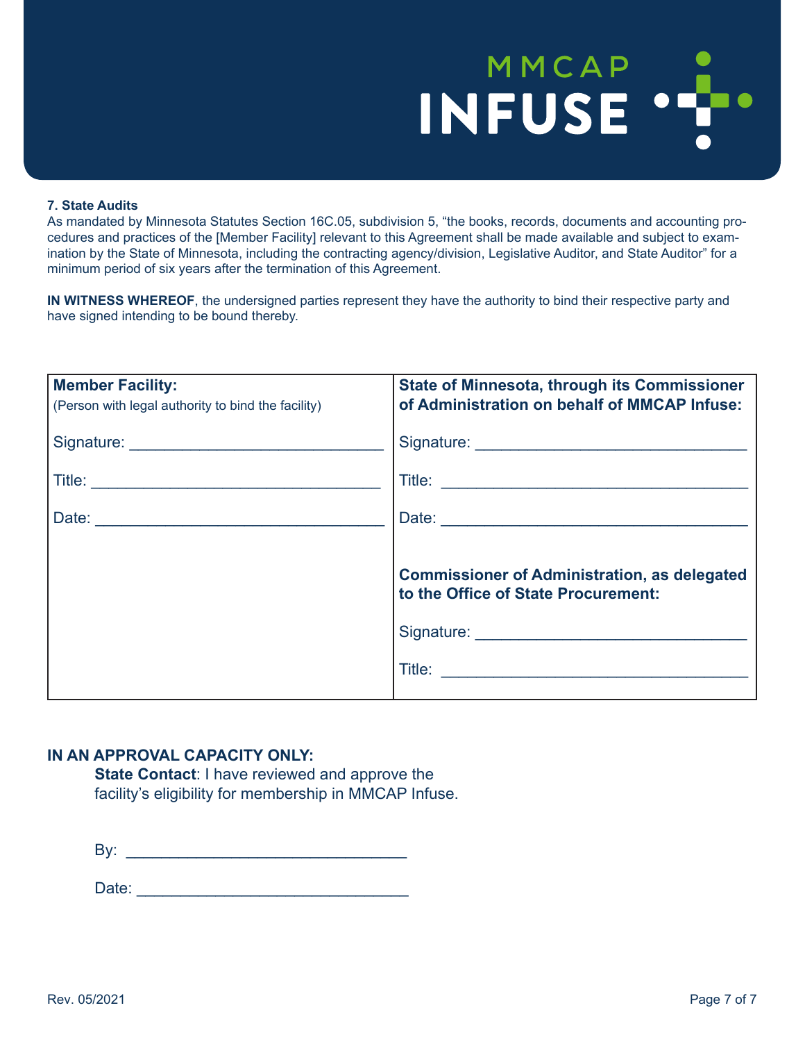**7. State Audits**

As mandated by Minnesota Statutes Section 16C.05, subdivision 5, "the books, records, documents and accounting procedures and practices of the [Member Facility] relevant to this Agreement shall be made available and subject to examination by the State of Minnesota, including the contracting agency/division, Legislative Auditor, and State Auditor" for a minimum period of six years after the termination of this Agreement.

**IN WITNESS WHEREOF**, the undersigned parties represent they have the authority to bind their respective party and have signed intending to be bound thereby.

| **Member Facility:** (Person with legal authority to bind the facility) | **State of Minnesota, through its Commissioner of Administration on behalf of MMCAP Infuse:** |
|---|---|
| Signature: ______________________________ | Signature: ______________________________ |
| Title: ______________________________ | Title: ______________________________ |
| Date: ______________________________ | Date: ______________________________ |
| | **Commissioner of Administration, as delegated to the Office of State Procurement:** |
| | Signature: ______________________________ |
| | Title: ______________________________ |

**IN AN APPROVAL CAPACITY ONLY:**

**State Contact**: I have reviewed and approve the facility's eligibility for membership in MMCAP Infuse.

By: ______________________________

Date: ______________________________

Rev. 05/2021